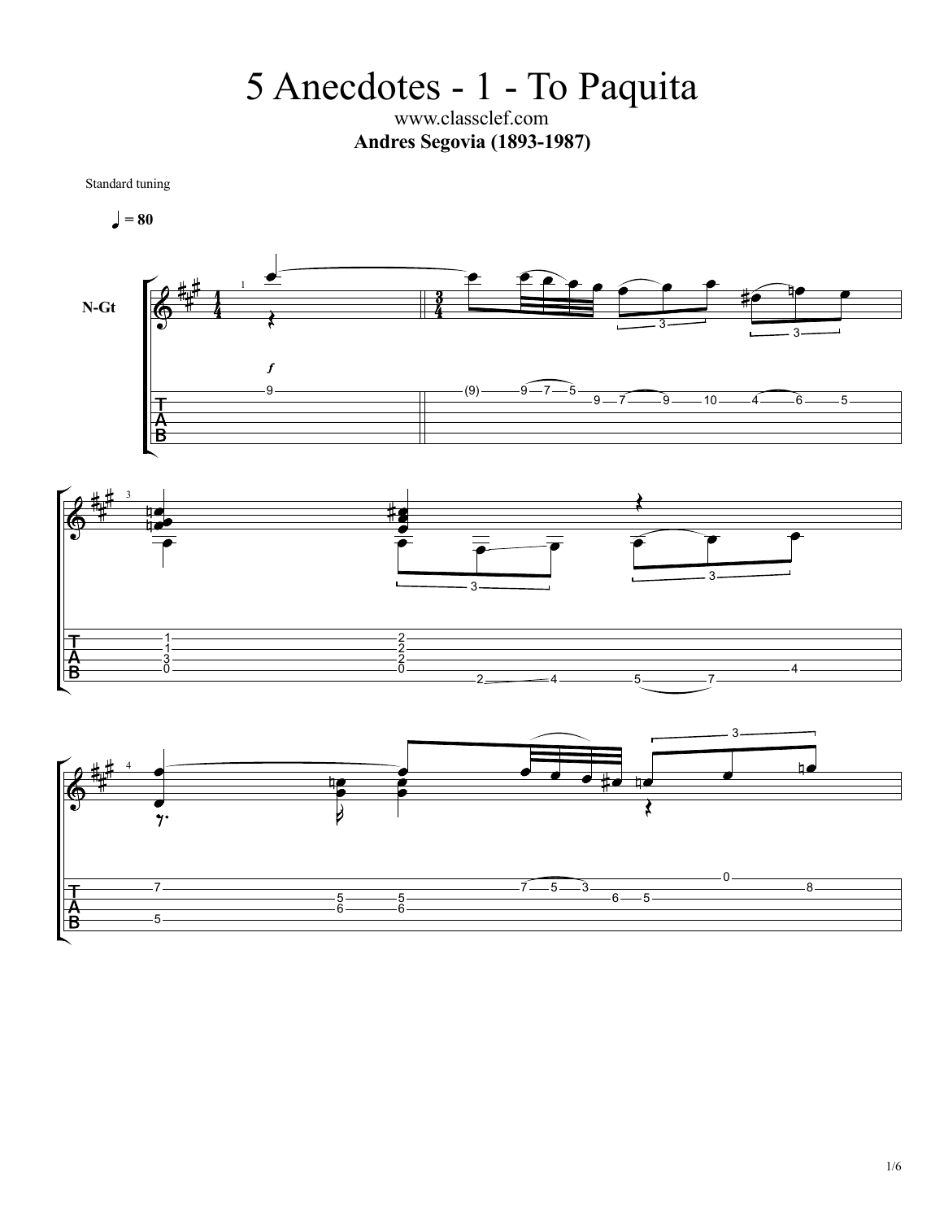# 5 Anecdotes - 1 - To Paquita

www.classclef.com

**Andres Segovia (1893-1987)**

Standard tuning

♩ = 80

N-Gt